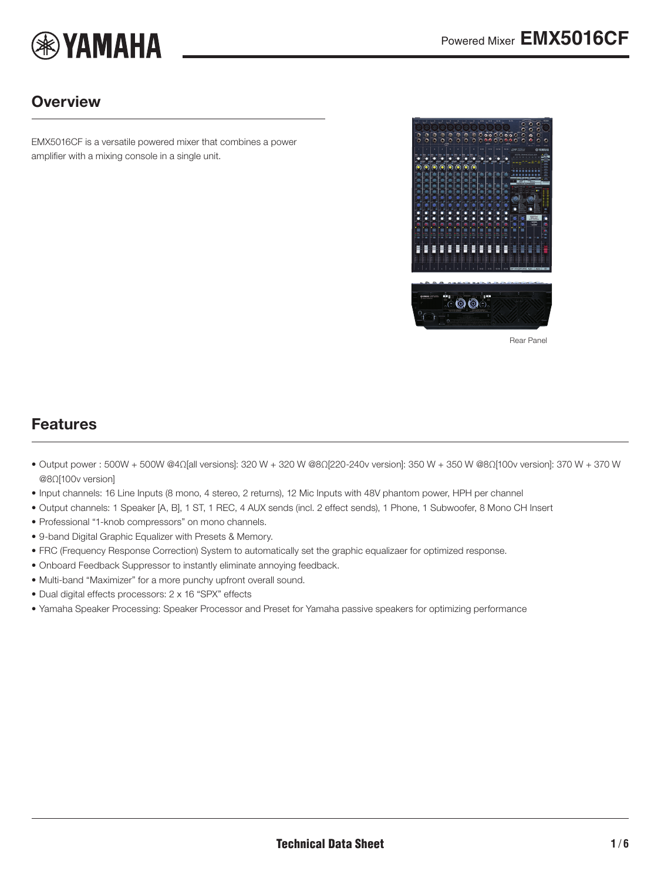# Powered Mixer EMX5016CF

## Overview

EMX5016CF is a versatile powered mixer that combines a power amplifier with a mixing console in a single unit.

Rear Panel

## Features

- Output power : 500W + 500W @4Ω[all versions]: 320 W + 320 W @8Ω[220-240v version]: 350 W + 350 W @8Ω[100v version]: 370 W + 370 W @8Ω[100v version]
- Input channels: 16 Line Inputs (8 mono, 4 stereo, 2 returns), 12 Mic Inputs with 48V phantom power, HPH per channel
- Output channels: 1 Speaker [A, B], 1 ST, 1 REC, 4 AUX sends (incl. 2 effect sends), 1 Phone, 1 Subwoofer, 8 Mono CH Insert
- Professional "1-knob compressors" on mono channels.
- 9-band Digital Graphic Equalizer with Presets & Memory.
- FRC (Frequency Response Correction) System to automatically set the graphic equalizaer for optimized response.
- Onboard Feedback Suppressor to instantly eliminate annoying feedback.
- Multi-band "Maximizer" for a more punchy upfront overall sound.
- Dual digital effects processors: 2 x 16 "SPX" effects
- Yamaha Speaker Processing: Speaker Processor and Preset for Yamaha passive speakers for optimizing performance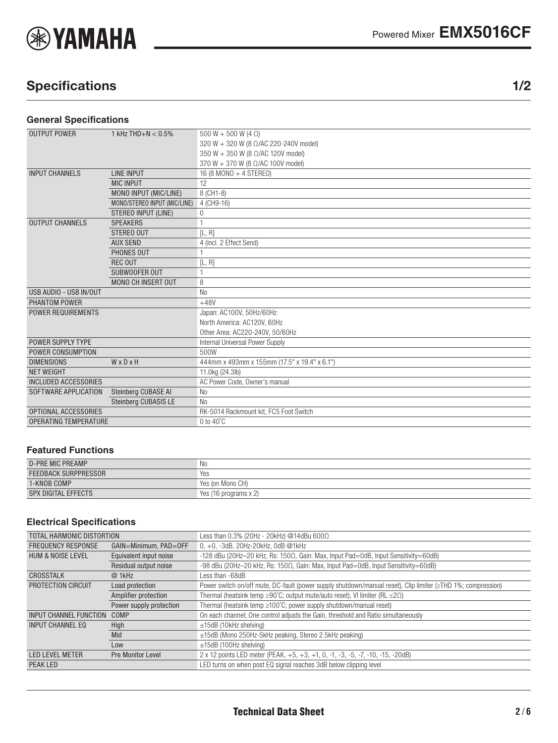## Specifications 1/2

### General Specifications

| | | |
|---|---|---|
| OUTPUT POWER | 1 kHz THD+N < 0.5% | 500 W + 500 W (4 Ω) |
| | | 320 W + 320 W (8 Ω/AC 220-240V model) |
| | | 350 W + 350 W (8 Ω/AC 120V model) |
| | | 370 W + 370 W (8 Ω/AC 100V model) |
| INPUT CHANNELS | LINE INPUT | 16 (8 MONO + 4 STEREO) |
| | MIC INPUT | 12 |
| | MONO INPUT (MIC/LINE) | 8 (CH1-8) |
| | MONO/STEREO INPUT (MIC/LINE) | 4 (CH9-16) |
| | STEREO INPUT (LINE) | 0 |
| OUTPUT CHANNELS | SPEAKERS | 1 |
| | STEREO OUT | [L, R] |
| | AUX SEND | 4 (incl. 2 Effect Send) |
| | PHONES OUT | 1 |
| | REC OUT | [L, R] |
| | SUBWOOFER OUT | 1 |
| | MONO CH INSERT OUT | 8 |
| USB AUDIO - USB IN/OUT | | No |
| PHANTOM POWER | | +48V |
| POWER REQUIREMENTS | | Japan: AC100V, 50Hz/60Hz |
| | | North America: AC120V, 60Hz |
| | | Other Area: AC220-240V, 50/60Hz |
| POWER SUPPLY TYPE | | Internal Universal Power Supply |
| POWER CONSUMPTION | | 500W |
| DIMENSIONS | W x D x H | 444mm x 493mm x 155mm (17.5" x 19.4" x 6.1") |
| NET WEIGHT | | 11.0kg (24.3lb) |
| INCLUDED ACCESSORIES | | AC Power Code, Owner's manual |
| SOFTWARE APPLICATION | Steinberg CUBASE AI | No |
| | Steinberg CUBASIS LE | No |
| OPTIONAL ACCESSORIES | | RK-5014 Rackmount kit, FC5 Foot Switch |
| OPERATING TEMPERATURE | | 0 to 40˚C |

### Featured Functions

| | |
|---|---|
| D-PRE MIC PREAMP | No |
| FEEDBACK SURPPRESSOR | Yes |
| 1-KNOB COMP | Yes (on Mono CH) |
| SPX DIGITAL EFFECTS | Yes (16 programs x 2) |

### Electrical Specifications

| | | |
|---|---|---|
| TOTAL HARMONIC DISTORTION | | Less than 0.3% (20Hz - 20kHz) @14dBu 600Ω |
| FREQUENCY RESPONSE | GAIN=Minimum, PAD=OFF | 0, +0, -3dB, 20Hz-20kHz, 0dB @1kHz |
| HUM & NOISE LEVEL | Equivalent input noise | -128 dBu (20Hz–20 kHz, Rs: 150Ω, Gain: Max, Input Pad=0dB, Input Sensitivity=60dB) |
| | Residual output noise | -98 dBu (20Hz–20 kHz, Rs: 150Ω, Gain: Max, Input Pad=0dB, Input Sensitivity=60dB) |
| CROSSTALK | @ 1kHz | Less than -68dB |
| PROTECTION CIRCUIT | Load protection | Power switch on/off mute, DC-fault (power supply shutdown/manual reset), Clip limiter (≥THD 1%; compression) |
| | Amplifier protection | Thermal (heatsink temp ≥90˚C; output mute/auto reset), VI limiter (RL ≤2Ω) |
| | Power supply protection | Thermal (heatsink temp ≥100˚C; power supply shutdown/manual reset) |
| INPUT CHANNEL FUNCTION | COMP | On each channel; One control adjusts the Gain, threshold and Ratio simultaneously |
| INPUT CHANNEL EQ | High | ±15dB (10kHz shelving) |
| | Mid | ±15dB (Mono 250Hz-5kHz peaking, Stereo 2.5kHz peaking) |
| | Low | ±15dB (100Hz shelving) |
| LED LEVEL METER | Pre Monitor Level | 2 x 12 points LED meter (PEAK, +5, +3, +1, 0, -1, -3, -5, -7, -10, -15, -20dB) |
| PEAK LED | | LED turns on when post EQ signal reaches 3dB below clipping level |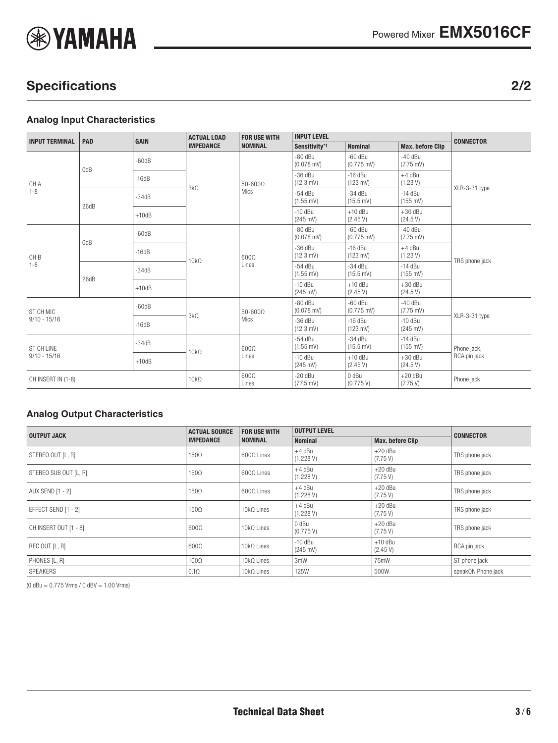## Specifications 2/2

### Analog Input Characteristics

| INPUT TERMINAL | PAD | GAIN | ACTUAL LOAD IMPEDANCE | FOR USE WITH NOMINAL | INPUT LEVEL | | | CONNECTOR |
|---|---|---|---|---|---|---|---|---|
| | | | | | Sensitivity*1 | Nominal | Max. before Clip | |
| CH A 1-8 | 0dB | -60dB | 3kΩ | 50-600Ω Mics | -80 dBu (0.078 mV) | -60 dBu (0.775 mV) | -40 dBu (7.75 mV) | XLR-3-31 type |
| | | -16dB | | | -36 dBu (12.3 mV) | -16 dBu (123 mV) | +4 dBu (1.23 V) | |
| | 26dB | -34dB | | | -54 dBu (1.55 mV) | -34 dBu (15.5 mV) | -14 dBu (155 mV) | |
| | | +10dB | | | -10 dBu (245 mV) | +10 dBu (2.45 V) | +30 dBu (24.5 V) | |
| CH B 1-8 | 0dB | -60dB | 10kΩ | 600Ω Lines | -80 dBu (0.078 mV) | -60 dBu (0.775 mV) | -40 dBu (7.75 mV) | TRS phone jack |
| | | -16dB | | | -36 dBu (12.3 mV) | -16 dBu (123 mV) | +4 dBu (1.23 V) | |
| | 26dB | -34dB | | | -54 dBu (1.55 mV) | -34 dBu (15.5 mV) | -14 dBu (155 mV) | |
| | | +10dB | | | -10 dBu (245 mV) | +10 dBu (2.45 V) | +30 dBu (24.5 V) | |
| ST CH MIC 9/10 - 15/16 | | -60dB | 3kΩ | 50-600Ω Mics | -80 dBu (0.078 mV) | -60 dBu (0.775 mV) | -40 dBu (7.75 mV) | XLR-3-31 type |
| | | -16dB | | | -36 dBu (12.3 mV) | -16 dBu (123 mV) | -10 dBu (245 mV) | |
| ST CH LINE 9/10 - 15/16 | | -34dB | 10kΩ | 600Ω Lines | -54 dBu (1.55 mV) | -34 dBu (15.5 mV) | -14 dBu (155 mV) | Phone jack, RCA pin jack |
| | | +10dB | | | -10 dBu (245 mV) | +10 dBu (2.45 V) | +30 dBu (24.5 V) | |
| CH INSERT IN (1-8) | | | 10kΩ | 600Ω Lines | -20 dBu (77.5 mV) | 0 dBu (0.775 V) | +20 dBu (7.75 V) | Phone jack |

### Analog Output Characteristics

| OUTPUT JACK | ACTUAL SOURCE IMPEDANCE | FOR USE WITH NOMINAL | OUTPUT LEVEL | | CONNECTOR |
|---|---|---|---|---|---|
| | | | Nominal | Max. before Clip | |
| STEREO OUT [L, R] | 150Ω | 600Ω Lines | +4 dBu (1.228 V) | +20 dBu (7.75 V) | TRS phone jack |
| STEREO SUB OUT [L, R] | 150Ω | 600Ω Lines | +4 dBu (1.228 V) | +20 dBu (7.75 V) | TRS phone jack |
| AUX SEND [1 - 2] | 150Ω | 600Ω Lines | +4 dBu (1.228 V) | +20 dBu (7.75 V) | TRS phone jack |
| EFFECT SEND [1 - 2] | 150Ω | 10kΩ Lines | +4 dBu (1.228 V) | +20 dBu (7.75 V) | TRS phone jack |
| CH INSERT OUT [1 - 8] | 600Ω | 10kΩ Lines | 0 dBu (0.775 V) | +20 dBu (7.75 V) | TRS phone jack |
| REC OUT [L, R] | 600Ω | 10kΩ Lines | -10 dBu (245 mV) | +10 dBu (2.45 V) | RCA pin jack |
| PHONES [L, R] | 100Ω | 10kΩ Lines | 3mW | 75mW | ST phone jack |
| SPEAKERS | 0.1Ω | 10kΩ Lines | 125W | 500W | speakON Phone jack |

(0 dBu = 0.775 Vrms / 0 dBV = 1.00 Vrms)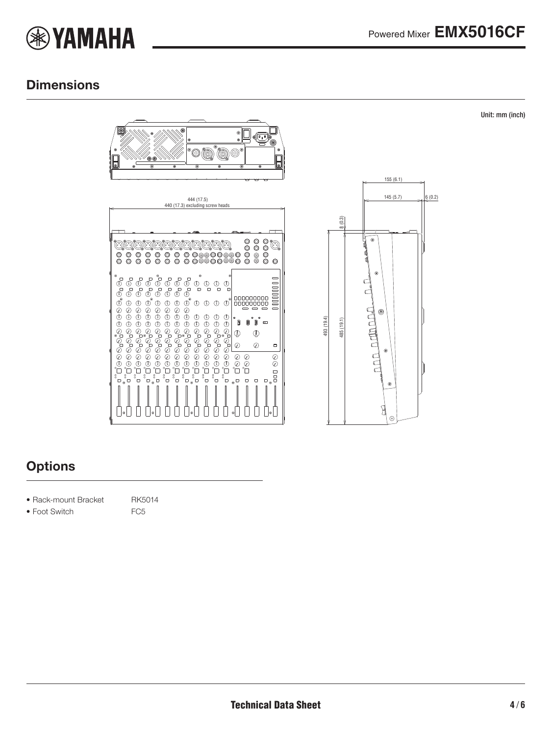## Dimensions

Unit: mm (inch)

444 (17.5)
440 (17.3) excluding screw heads

155 (6.1)
145 (5.7)
6 (0.2)
8 (0.3)
493 (19.4)
485 (19.1)

## Options

- Rack-mount Bracket RK5014
- Foot Switch FC5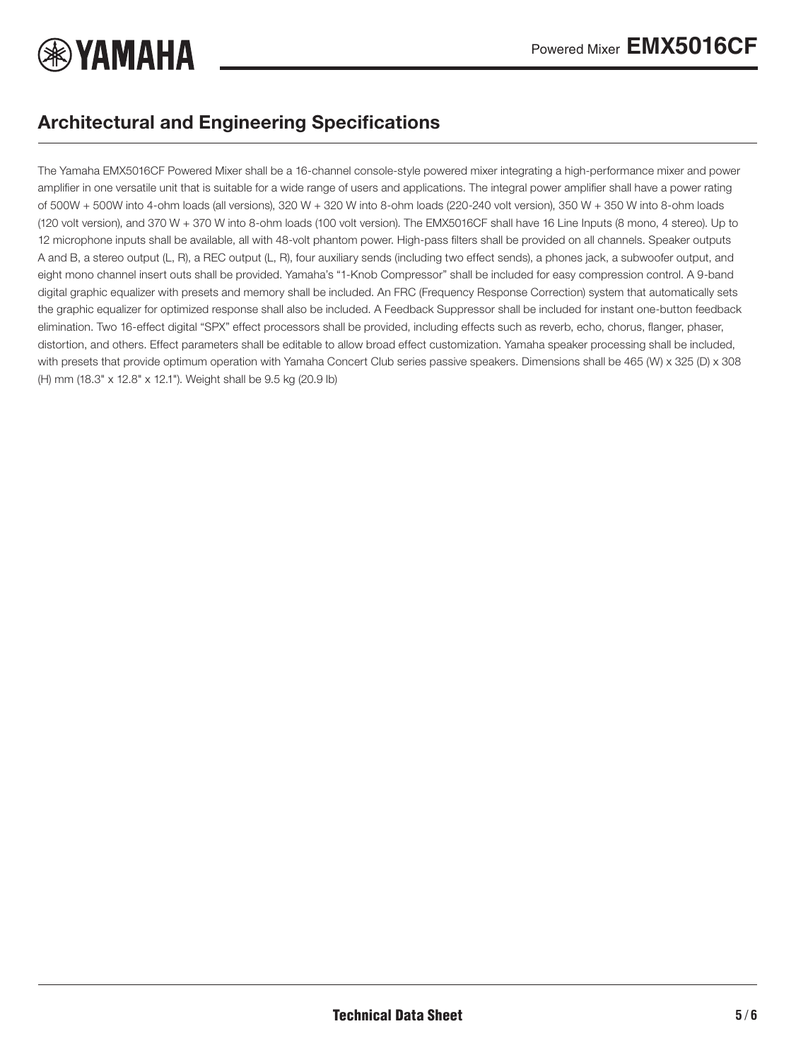## Architectural and Engineering Specifications

The Yamaha EMX5016CF Powered Mixer shall be a 16-channel console-style powered mixer integrating a high-performance mixer and power amplifier in one versatile unit that is suitable for a wide range of users and applications. The integral power amplifier shall have a power rating of 500W + 500W into 4-ohm loads (all versions), 320 W + 320 W into 8-ohm loads (220-240 volt version), 350 W + 350 W into 8-ohm loads (120 volt version), and 370 W + 370 W into 8-ohm loads (100 volt version). The EMX5016CF shall have 16 Line Inputs (8 mono, 4 stereo). Up to 12 microphone inputs shall be available, all with 48-volt phantom power. High-pass filters shall be provided on all channels. Speaker outputs A and B, a stereo output (L, R), a REC output (L, R), four auxiliary sends (including two effect sends), a phones jack, a subwoofer output, and eight mono channel insert outs shall be provided. Yamaha's "1-Knob Compressor" shall be included for easy compression control. A 9-band digital graphic equalizer with presets and memory shall be included. An FRC (Frequency Response Correction) system that automatically sets the graphic equalizer for optimized response shall also be included. A Feedback Suppressor shall be included for instant one-button feedback elimination. Two 16-effect digital "SPX" effect processors shall be provided, including effects such as reverb, echo, chorus, flanger, phaser, distortion, and others. Effect parameters shall be editable to allow broad effect customization. Yamaha speaker processing shall be included, with presets that provide optimum operation with Yamaha Concert Club series passive speakers. Dimensions shall be 465 (W) x 325 (D) x 308 (H) mm (18.3" x 12.8" x 12.1"). Weight shall be 9.5 kg (20.9 lb)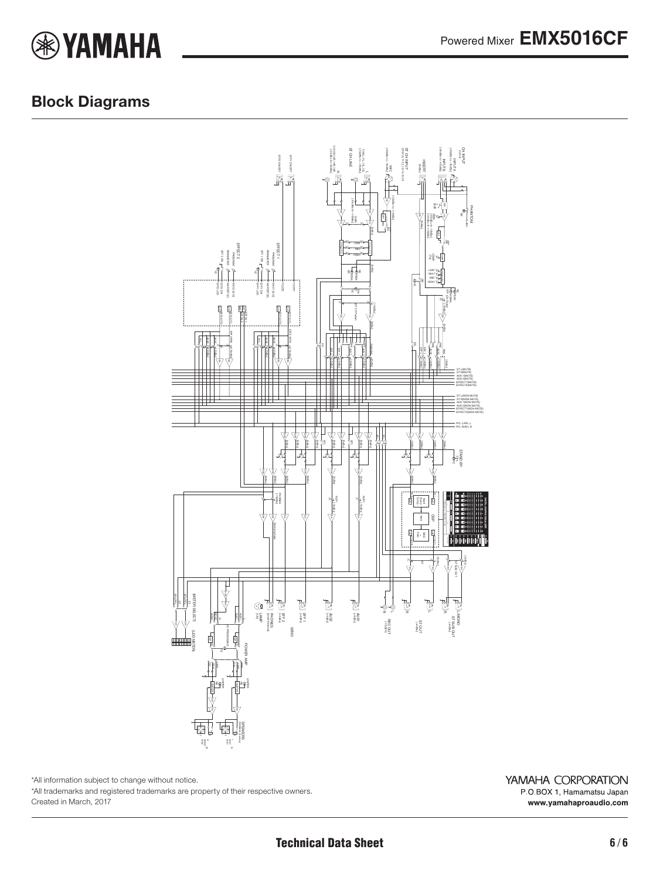## Block Diagrams

CH INPUT
PHANTOM
INPUT A
INPUT B
INSERT
ST CH INPUT
MIC
ST CH LINE
EFFECT 1
EFFECT 2
EFX ON/OFF
ST L(MUTE)
ST R(MUTE)
AUX 1(MUTE)
AUX 2(MUTE)
EFFECT1(MUTE)
EFFECT2(MUTE)
ST L(NON-MUTE)
ST R(NON-MUTE)
AUX 1(NON-MUTE)
AUX 2(NON-MUTE)
EFFECT1(NON-MUTE)
EFFECT2(NON-MUTE)
PFL L/AFL L
PFL R/AFL R
STAND BY
DSP
PHONES
AUX1
AUX2
EFF 1
EFF 2
SEND
REC OUT
ST OUT
ST SUB OUT
L/MONO
LAMP
METER SELECT
LED METER
POWER AMP
SP PROCESSING
LIMITER
SPEAKERS

*All information subject to change without notice.
*All trademarks and registered trademarks are property of their respective owners.
Created in March, 2017

YAMAHA CORPORATION
P.O.BOX 1, Hamamatsu Japan
**www.yamahaproaudio.com**